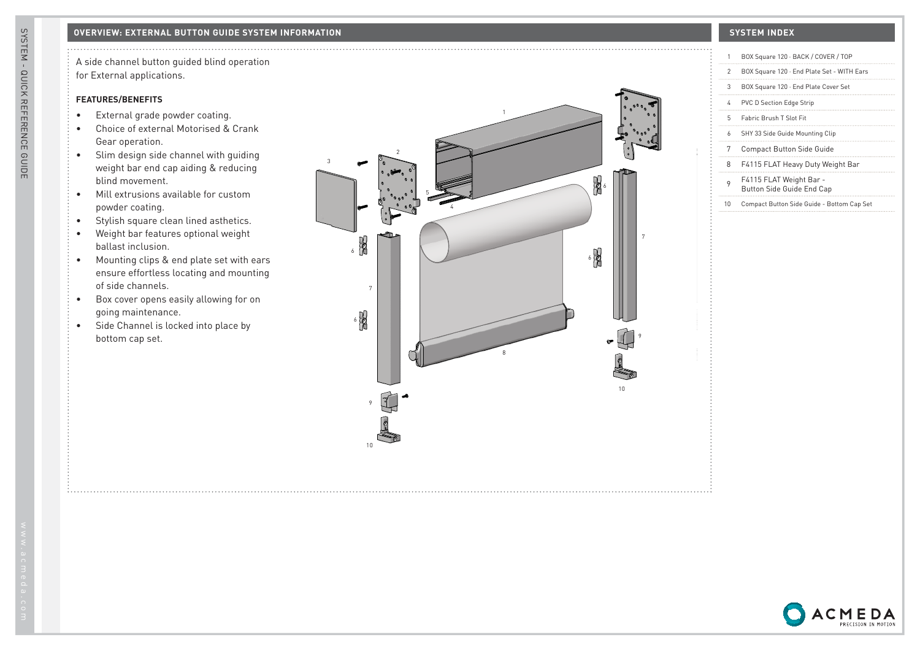## OVERVIEW: EXTERNAL BUTTON GUIDE SYSTEM INFORMATION

A side channel button guided blind operation for External applications.

### FEATURES/BENEFITS

- External grade powder coating.
- Choice of external Motorised & Crank Gear operation.
- Slim design side channel with guiding weight bar end cap aiding & reducing blind movement.
- Mill extrusions available for custom powder coating.
- Stylish square clean lined asthetics.
- Weight bar features optional weight ballast inclusion.
- Mounting clips & end plate set with ears ensure effortless locating and mounting of side channels.
- Box cover opens easily allowing for on going maintenance.
- Side Channel is locked into place by bottom cap set.

## SYSTEM INDEX

| | |
|---|---|
| 1 | BOX Square 120 - BACK / COVER / TOP |
| 2 | BOX Square 120 - End Plate Set - WITH Ears |
| 3 | BOX Square 120 - End Plate Cover Set |
| 4 | PVC D Section Edge Strip |
| 5 | Fabric Brush T Slot Fit |
| 6 | SHY 33 Side Guide Mounting Clip |
| 7 | Compact Button Side Guide |
| 8 | F4115 FLAT Heavy Duty Weight Bar |
| 9 | F4115 FLAT Weight Bar - Button Side Guide End Cap |
| 10 | Compact Button Side Guide - Bottom Cap Set |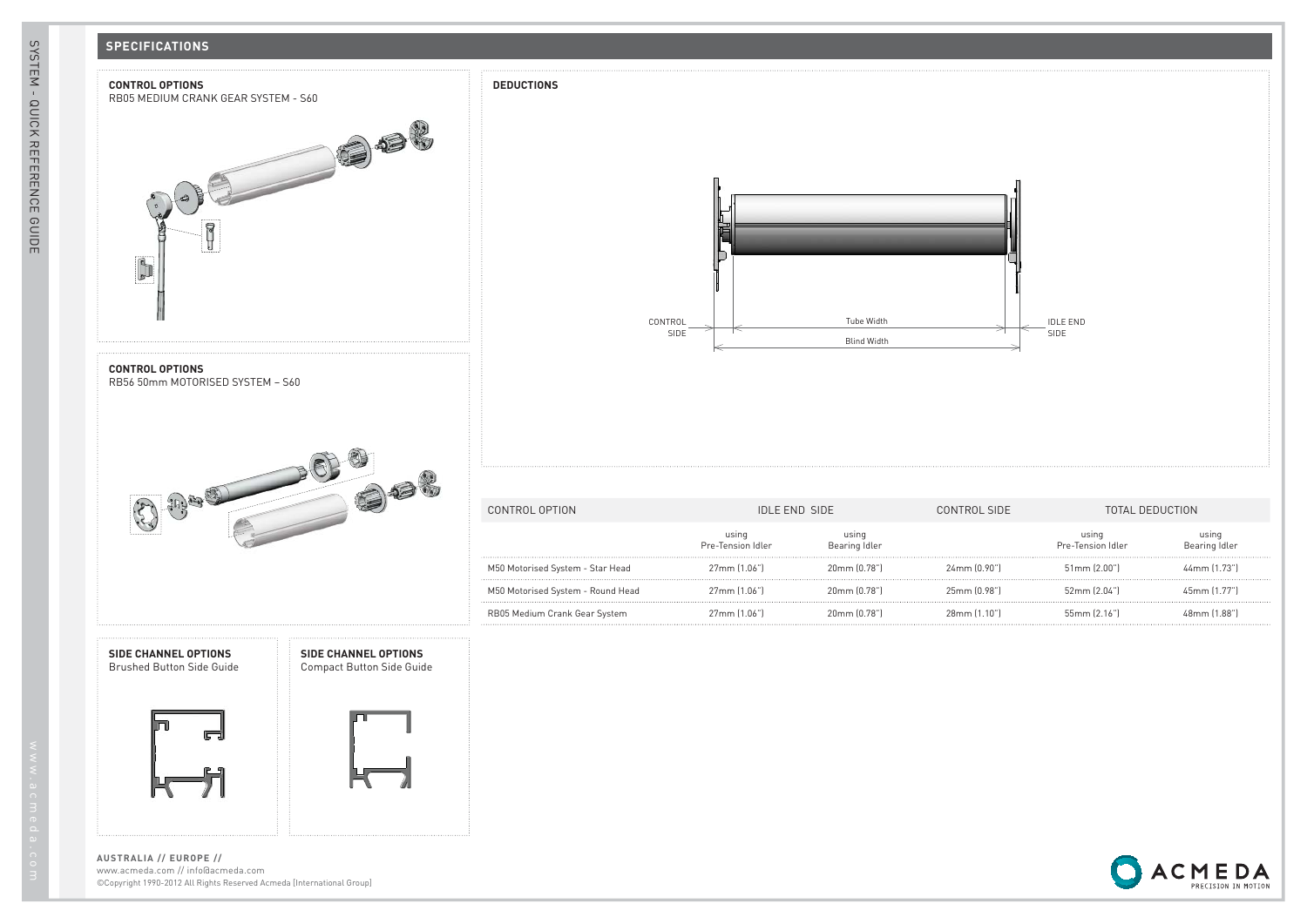## SPECIFICATIONS

**CONTROL OPTIONS**
RB05 MEDIUM CRANK GEAR SYSTEM - S60

**CONTROL OPTIONS**
RB56 50mm MOTORISED SYSTEM – S60

**SIDE CHANNEL OPTIONS**
Brushed Button Side Guide

**SIDE CHANNEL OPTIONS**
Compact Button Side Guide

**DEDUCTIONS**

CONTROL SIDE
Tube Width
Blind Width
IDLE END SIDE

| CONTROL OPTION | IDLE END SIDE | | CONTROL SIDE | TOTAL DEDUCTION | |
|---|---|---|---|---|---|
| | using Pre-Tension Idler | using Bearing Idler | | using Pre-Tension Idler | using Bearing Idler |
| M50 Motorised System - Star Head | 27mm (1.06") | 20mm (0.78") | 24mm (0.90") | 51mm (2.00") | 44mm (1.73") |
| M50 Motorised System - Round Head | 27mm (1.06") | 20mm (0.78") | 25mm (0.98") | 52mm (2.04") | 45mm (1.77") |
| RB05 Medium Crank Gear System | 27mm (1.06") | 20mm (0.78") | 28mm (1.10") | 55mm (2.16") | 48mm (1.88") |

**AUSTRALIA // EUROPE //**
www.acmeda.com // info@acmeda.com
©Copyright 1990-2012 All Rights Reserved Acmeda (International Group)